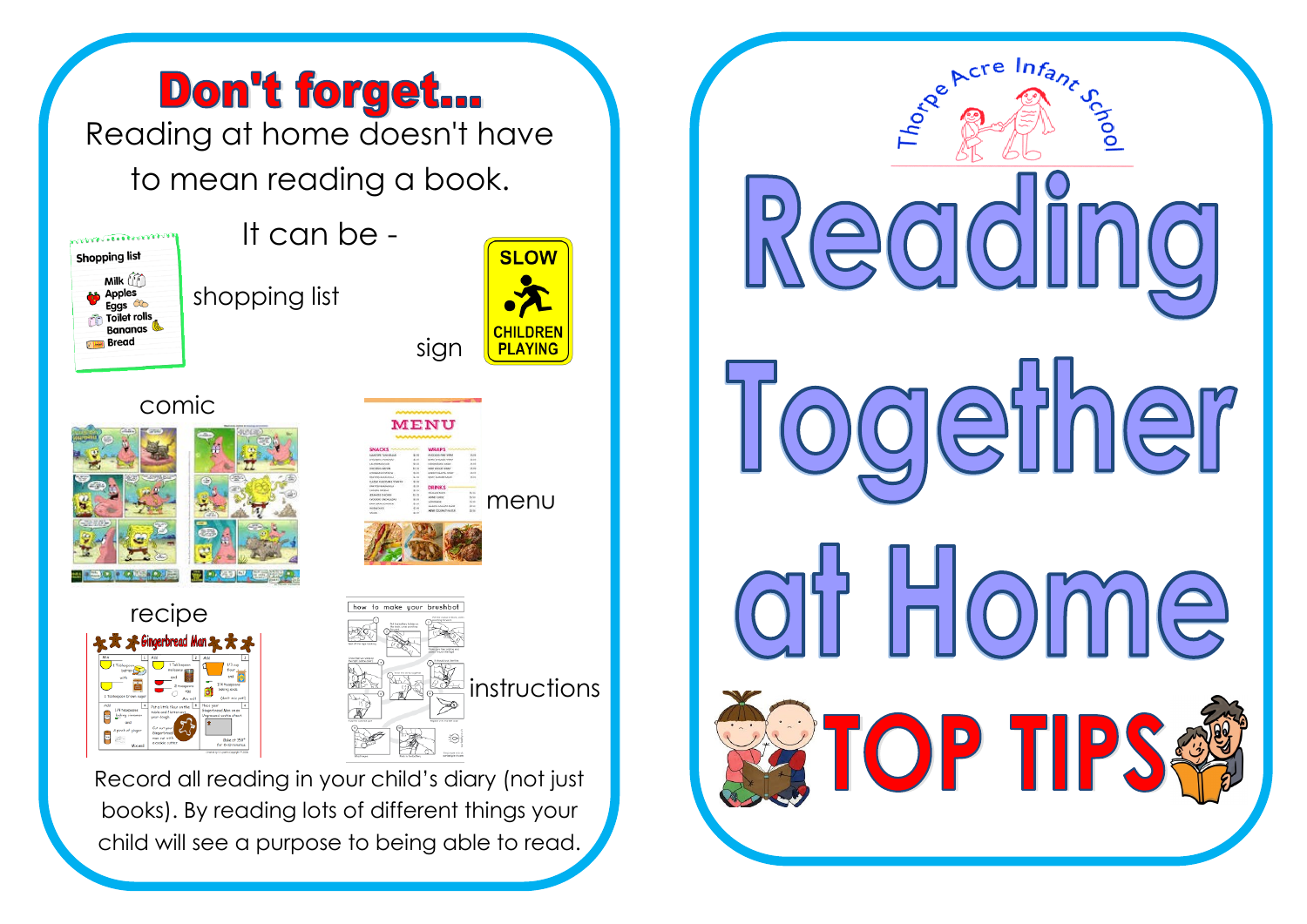## Don't forget...

Reading at home doesn't have to mean reading a book.

It can be -

- shopping list
- sign
- comic
- menu
- recipe
- instructions

Record all reading in your child's diary (not just books). By reading lots of different things your child will see a purpose to being able to read.

Thorpe Acre Infant School

# Reading Together at Home

## TOP TIPS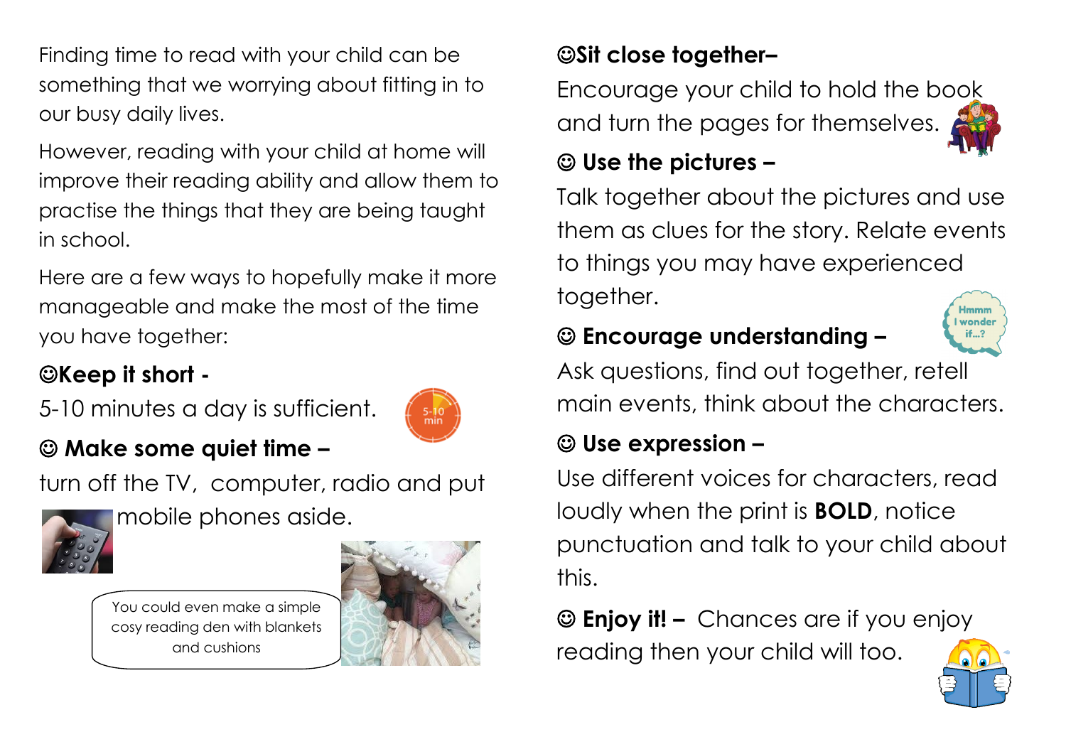Finding time to read with your child can be something that we worrying about fitting in to our busy daily lives.

However, reading with your child at home will improve their reading ability and allow them to practise the things that they are being taught in school.

Here are a few ways to hopefully make it more manageable and make the most of the time you have together:

**☺Keep it short -**

5-10 minutes a day is sufficient.

**☺ Make some quiet time –**

turn off the TV, computer, radio and put mobile phones aside.

You could even make a simple cosy reading den with blankets and cushions

**☺Sit close together–**

Encourage your child to hold the book and turn the pages for themselves.

**☺ Use the pictures –**

Talk together about the pictures and use them as clues for the story. Relate events to things you may have experienced together.

**☺ Encourage understanding –**

Ask questions, find out together, retell main events, think about the characters.

**☺ Use expression –**

Use different voices for characters, read loudly when the print is **BOLD**, notice punctuation and talk to your child about this.

**☺ Enjoy it! –** Chances are if you enjoy reading then your child will too.